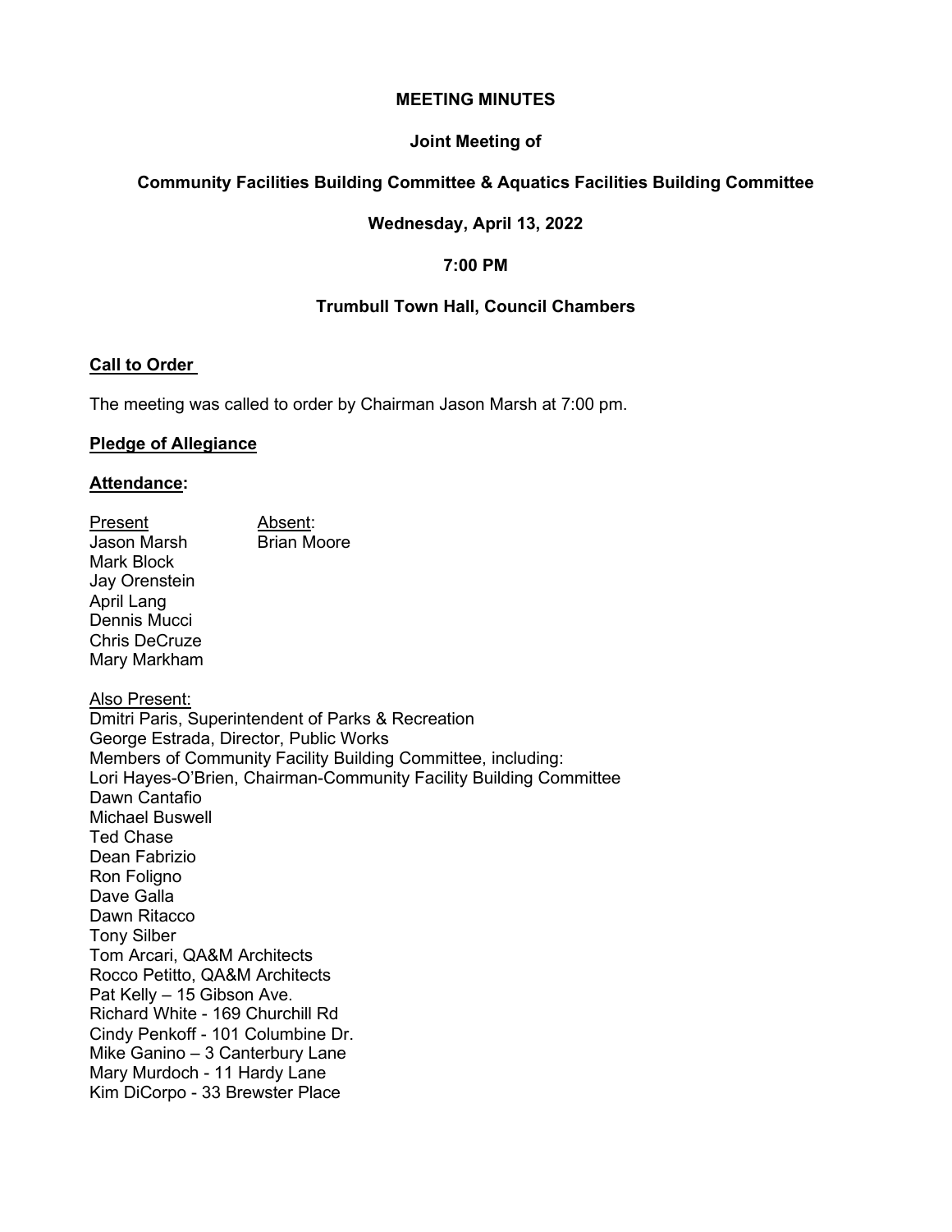**MEETING MINUTES**

**Joint Meeting of**

**Community Facilities Building Committee & Aquatics Facilities Building Committee**

**Wednesday, April 13, 2022**

**7:00 PM**

**Trumbull Town Hall, Council Chambers**

**Call to Order**

The meeting was called to order by Chairman Jason Marsh at 7:00 pm.

**Pledge of Allegiance**

**Attendance:**

| Present | Absent: |
| --- | --- |
| Jason Marsh | Brian Moore |
| Mark Block | |
| Jay Orenstein | |
| April Lang | |
| Dennis Mucci | |
| Chris DeCruze | |
| Mary Markham | |

Also Present:
Dmitri Paris, Superintendent of Parks & Recreation
George Estrada, Director, Public Works
Members of Community Facility Building Committee, including:
Lori Hayes-O'Brien, Chairman-Community Facility Building Committee
Dawn Cantafio
Michael Buswell
Ted Chase
Dean Fabrizio
Ron Foligno
Dave Galla
Dawn Ritacco
Tony Silber
Tom Arcari, QA&M Architects
Rocco Petitto, QA&M Architects
Pat Kelly – 15 Gibson Ave.
Richard White - 169 Churchill Rd
Cindy Penkoff - 101 Columbine Dr.
Mike Ganino – 3 Canterbury Lane
Mary Murdoch - 11 Hardy Lane
Kim DiCorpo - 33 Brewster Place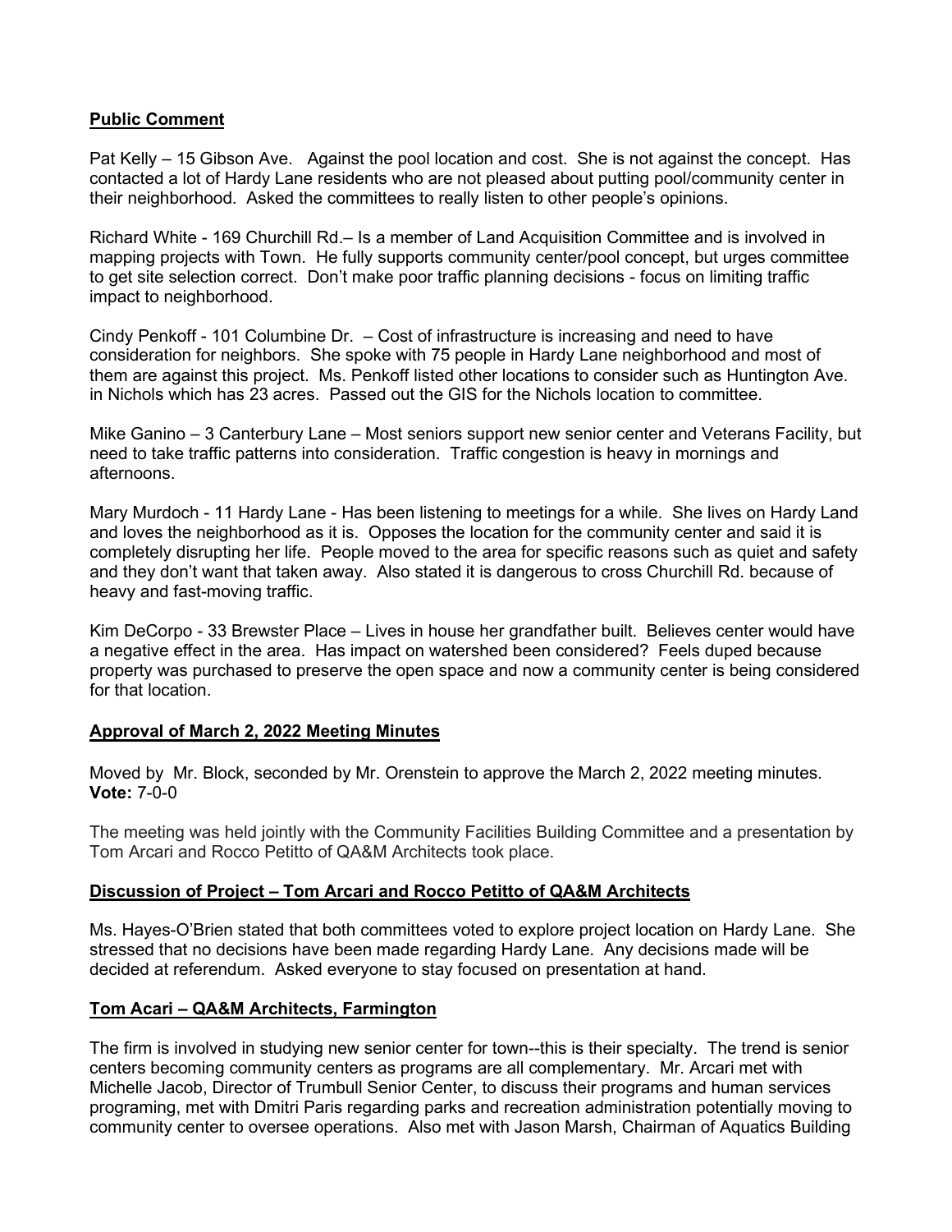## Public Comment

Pat Kelly – 15 Gibson Ave. Against the pool location and cost. She is not against the concept. Has contacted a lot of Hardy Lane residents who are not pleased about putting pool/community center in their neighborhood. Asked the committees to really listen to other people's opinions.

Richard White - 169 Churchill Rd.– Is a member of Land Acquisition Committee and is involved in mapping projects with Town. He fully supports community center/pool concept, but urges committee to get site selection correct. Don't make poor traffic planning decisions - focus on limiting traffic impact to neighborhood.

Cindy Penkoff - 101 Columbine Dr. – Cost of infrastructure is increasing and need to have consideration for neighbors. She spoke with 75 people in Hardy Lane neighborhood and most of them are against this project. Ms. Penkoff listed other locations to consider such as Huntington Ave. in Nichols which has 23 acres. Passed out the GIS for the Nichols location to committee.

Mike Ganino – 3 Canterbury Lane – Most seniors support new senior center and Veterans Facility, but need to take traffic patterns into consideration. Traffic congestion is heavy in mornings and afternoons.

Mary Murdoch - 11 Hardy Lane - Has been listening to meetings for a while. She lives on Hardy Land and loves the neighborhood as it is. Opposes the location for the community center and said it is completely disrupting her life. People moved to the area for specific reasons such as quiet and safety and they don't want that taken away. Also stated it is dangerous to cross Churchill Rd. because of heavy and fast-moving traffic.

Kim DeCorpo - 33 Brewster Place – Lives in house her grandfather built. Believes center would have a negative effect in the area. Has impact on watershed been considered? Feels duped because property was purchased to preserve the open space and now a community center is being considered for that location.

## Approval of March 2, 2022 Meeting Minutes

Moved by Mr. Block, seconded by Mr. Orenstein to approve the March 2, 2022 meeting minutes. **Vote:** 7-0-0

The meeting was held jointly with the Community Facilities Building Committee and a presentation by Tom Arcari and Rocco Petitto of QA&M Architects took place.

## Discussion of Project – Tom Arcari and Rocco Petitto of QA&M Architects

Ms. Hayes-O'Brien stated that both committees voted to explore project location on Hardy Lane. She stressed that no decisions have been made regarding Hardy Lane. Any decisions made will be decided at referendum. Asked everyone to stay focused on presentation at hand.

## Tom Acari – QA&M Architects, Farmington

The firm is involved in studying new senior center for town--this is their specialty. The trend is senior centers becoming community centers as programs are all complementary. Mr. Arcari met with Michelle Jacob, Director of Trumbull Senior Center, to discuss their programs and human services programing, met with Dmitri Paris regarding parks and recreation administration potentially moving to community center to oversee operations. Also met with Jason Marsh, Chairman of Aquatics Building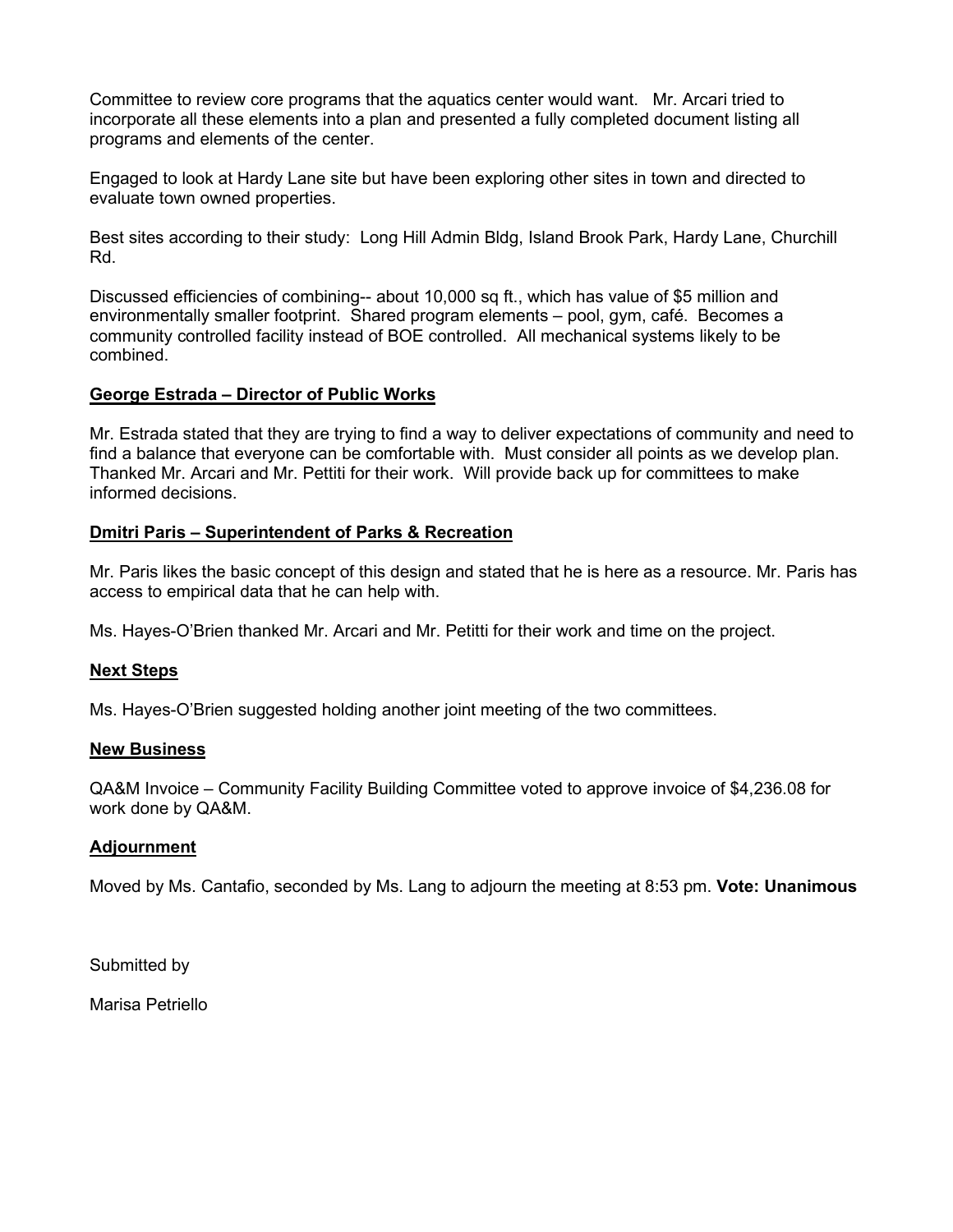Committee to review core programs that the aquatics center would want. Mr. Arcari tried to incorporate all these elements into a plan and presented a fully completed document listing all programs and elements of the center.

Engaged to look at Hardy Lane site but have been exploring other sites in town and directed to evaluate town owned properties.

Best sites according to their study: Long Hill Admin Bldg, Island Brook Park, Hardy Lane, Churchill Rd.

Discussed efficiencies of combining-- about 10,000 sq ft., which has value of $5 million and environmentally smaller footprint. Shared program elements – pool, gym, café. Becomes a community controlled facility instead of BOE controlled. All mechanical systems likely to be combined.

**George Estrada – Director of Public Works**

Mr. Estrada stated that they are trying to find a way to deliver expectations of community and need to find a balance that everyone can be comfortable with. Must consider all points as we develop plan. Thanked Mr. Arcari and Mr. Pettiti for their work. Will provide back up for committees to make informed decisions.

**Dmitri Paris – Superintendent of Parks & Recreation**

Mr. Paris likes the basic concept of this design and stated that he is here as a resource. Mr. Paris has access to empirical data that he can help with.

Ms. Hayes-O'Brien thanked Mr. Arcari and Mr. Petitti for their work and time on the project.

**Next Steps**

Ms. Hayes-O'Brien suggested holding another joint meeting of the two committees.

**New Business**

QA&M Invoice – Community Facility Building Committee voted to approve invoice of $4,236.08 for work done by QA&M.

**Adjournment**

Moved by Ms. Cantafio, seconded by Ms. Lang to adjourn the meeting at 8:53 pm. **Vote: Unanimous**

Submitted by

Marisa Petriello